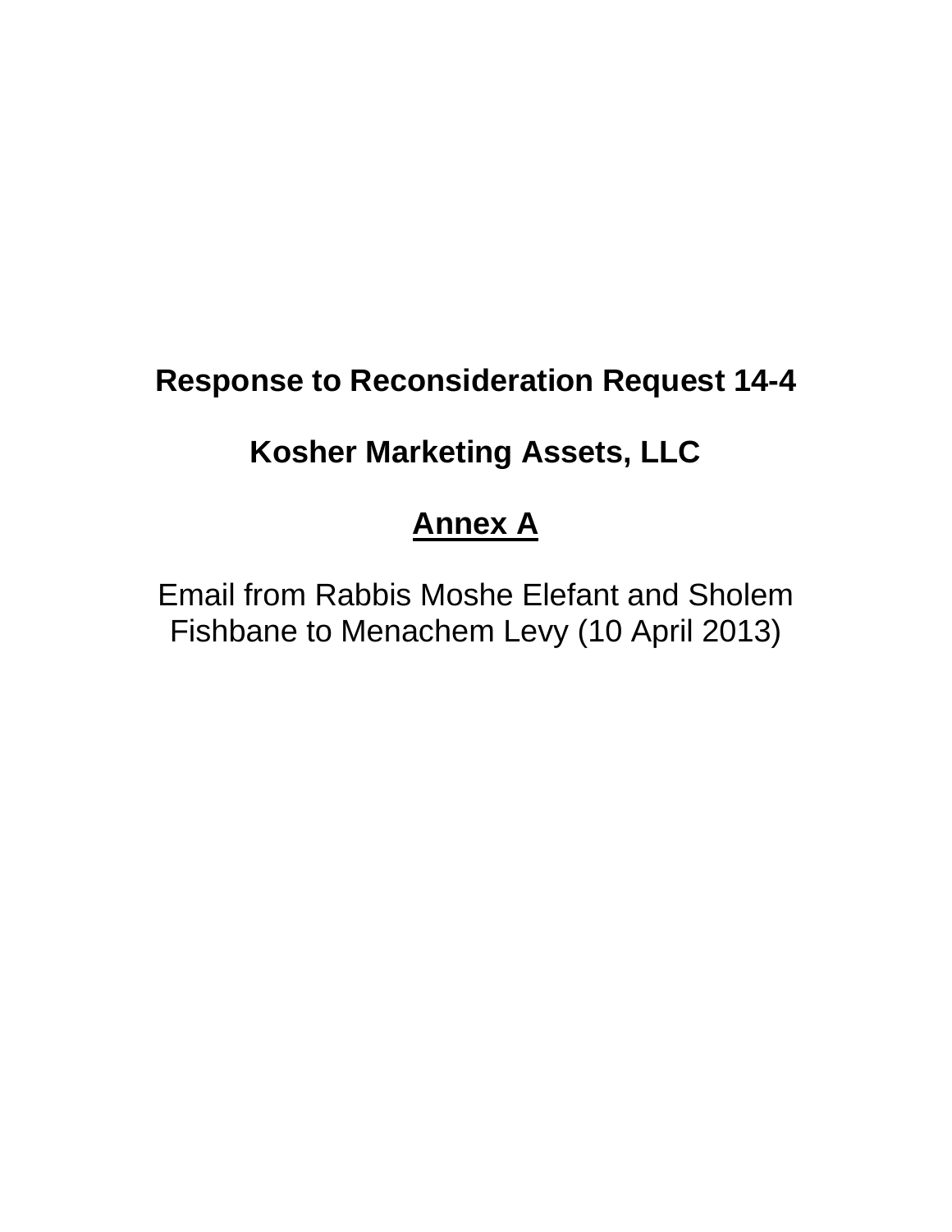**Response to Reconsideration Request 14-4**

**Kosher Marketing Assets, LLC**

**<u>Annex A</u>**

Email from Rabbis Moshe Elefant and Sholem Fishbane to Menachem Levy (10 April 2013)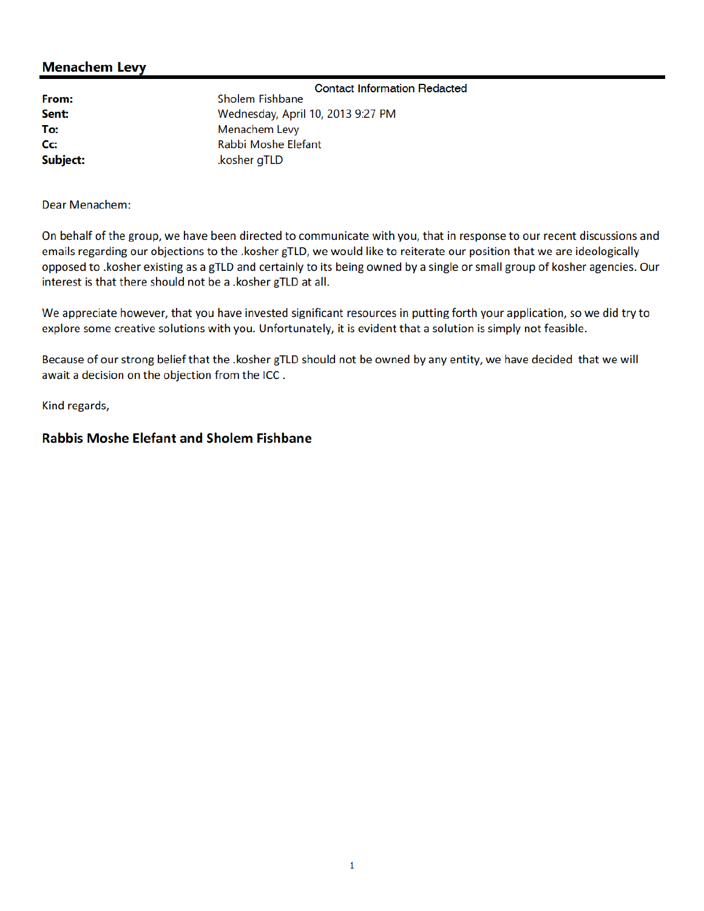## Menachem Levy

Contact Information Redacted

|  |  |
|---|---|
| **From:** | Sholem Fishbane |
| **Sent:** | Wednesday, April 10, 2013 9:27 PM |
| **To:** | Menachem Levy |
| **Cc:** | Rabbi Moshe Elefant |
| **Subject:** | .kosher gTLD |

Dear Menachem:

On behalf of the group, we have been directed to communicate with you, that in response to our recent discussions and emails regarding our objections to the .kosher gTLD, we would like to reiterate our position that we are ideologically opposed to .kosher existing as a gTLD and certainly to its being owned by a single or small group of kosher agencies. Our interest is that there should not be a .kosher gTLD at all.

We appreciate however, that you have invested significant resources in putting forth your application, so we did try to explore some creative solutions with you. Unfortunately, it is evident that a solution is simply not feasible.

Because of our strong belief that the .kosher gTLD should not be owned by any entity, we have decided that we will await a decision on the objection from the ICC .

Kind regards,

**Rabbis Moshe Elefant and Sholem Fishbane**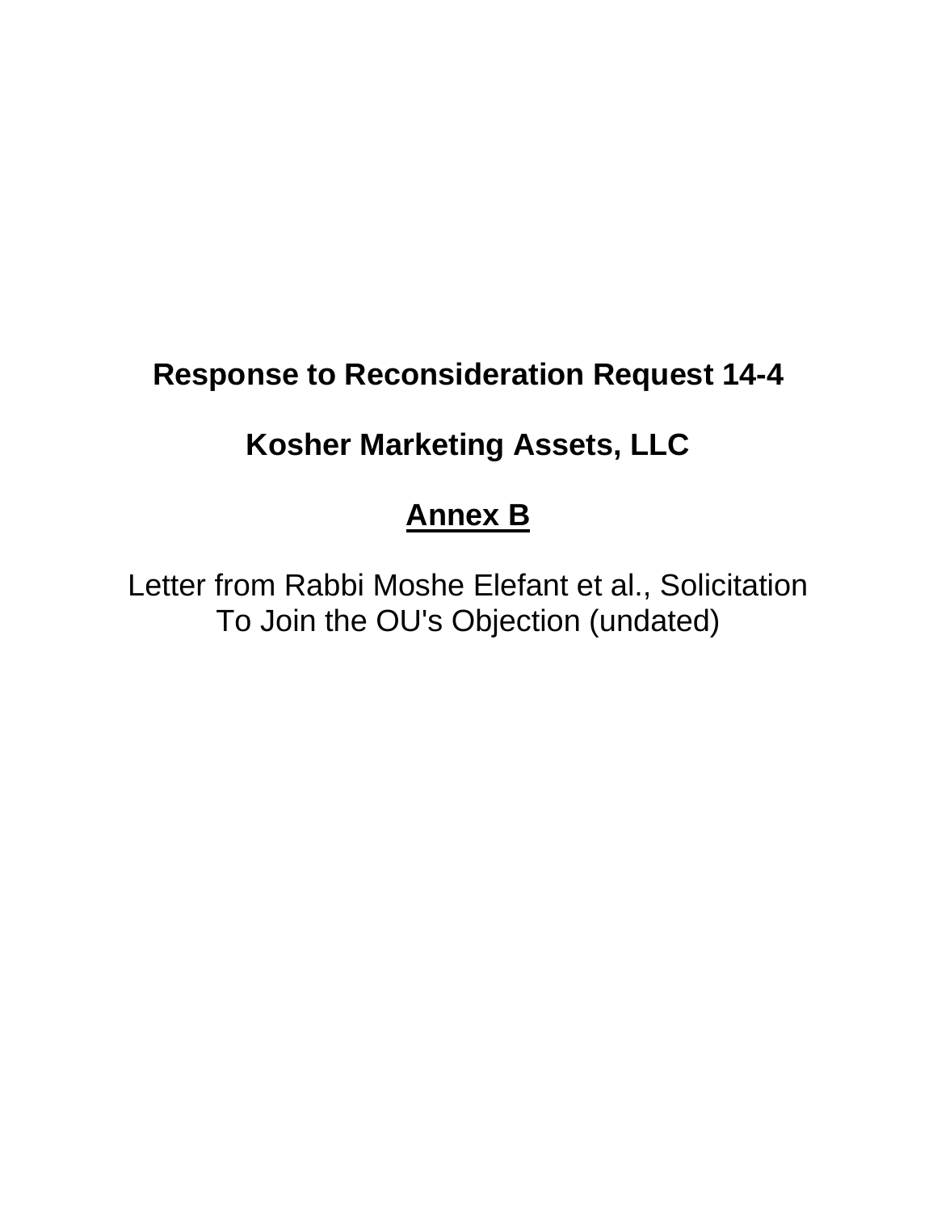**Response to Reconsideration Request 14-4**

**Kosher Marketing Assets, LLC**

**<u>Annex B</u>**

Letter from Rabbi Moshe Elefant et al., Solicitation To Join the OU's Objection (undated)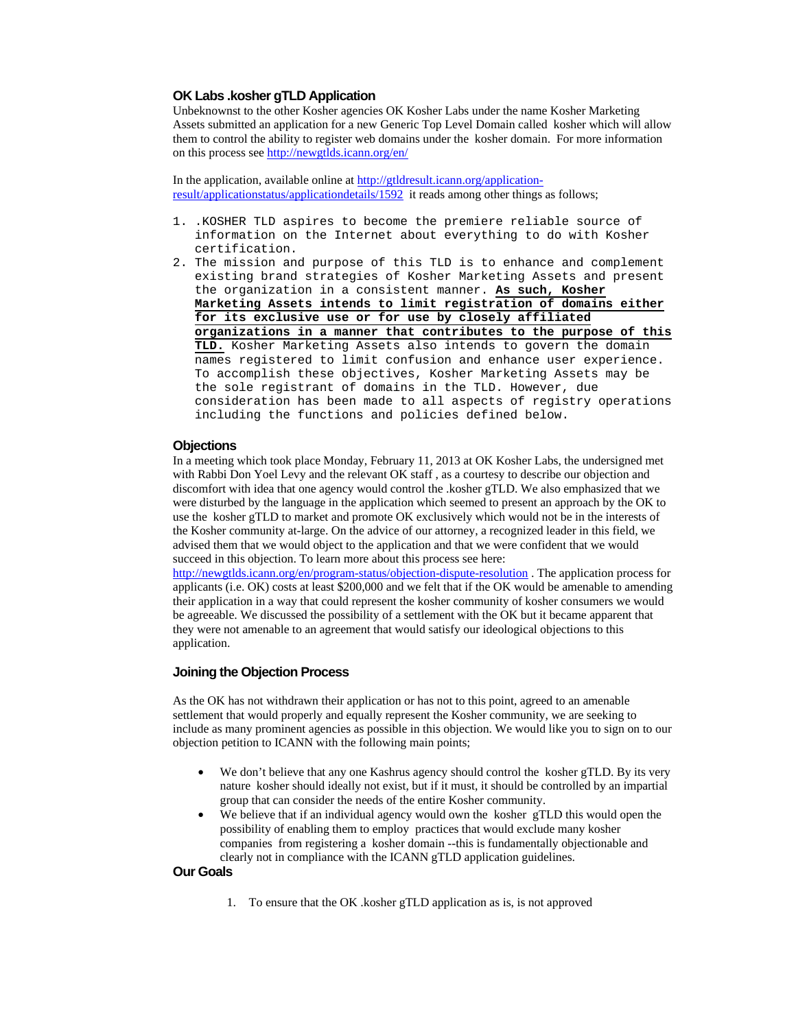### OK Labs .kosher gTLD Application

Unbeknownst to the other Kosher agencies OK Kosher Labs under the name Kosher Marketing Assets submitted an application for a new Generic Top Level Domain called kosher which will allow them to control the ability to register web domains under the kosher domain. For more information on this process see http://newgtlds.icann.org/en/

In the application, available online at http://gtldresult.icann.org/application-result/applicationstatus/applicationdetails/1592 it reads among other things as follows;

```
1. .KOSHER TLD aspires to become the premiere reliable source of
   information on the Internet about everything to do with Kosher
   certification.
2. The mission and purpose of this TLD is to enhance and complement
   existing brand strategies of Kosher Marketing Assets and present
   the organization in a consistent manner. As such, Kosher
   Marketing Assets intends to limit registration of domains either
   for its exclusive use or for use by closely affiliated
   organizations in a manner that contributes to the purpose of this
   TLD. Kosher Marketing Assets also intends to govern the domain
   names registered to limit confusion and enhance user experience.
   To accomplish these objectives, Kosher Marketing Assets may be
   the sole registrant of domains in the TLD. However, due
   consideration has been made to all aspects of registry operations
   including the functions and policies defined below.
```

### Objections

In a meeting which took place Monday, February 11, 2013 at OK Kosher Labs, the undersigned met with Rabbi Don Yoel Levy and the relevant OK staff , as a courtesy to describe our objection and discomfort with idea that one agency would control the .kosher gTLD. We also emphasized that we were disturbed by the language in the application which seemed to present an approach by the OK to use the kosher gTLD to market and promote OK exclusively which would not be in the interests of the Kosher community at-large. On the advice of our attorney, a recognized leader in this field, we advised them that we would object to the application and that we were confident that we would succeed in this objection. To learn more about this process see here: http://newgtlds.icann.org/en/program-status/objection-dispute-resolution . The application process for applicants (i.e. OK) costs at least $200,000 and we felt that if the OK would be amenable to amending their application in a way that could represent the kosher community of kosher consumers we would be agreeable. We discussed the possibility of a settlement with the OK but it became apparent that they were not amenable to an agreement that would satisfy our ideological objections to this application.

### Joining the Objection Process

As the OK has not withdrawn their application or has not to this point, agreed to an amenable settlement that would properly and equally represent the Kosher community, we are seeking to include as many prominent agencies as possible in this objection. We would like you to sign on to our objection petition to ICANN with the following main points;

- We don't believe that any one Kashrus agency should control the kosher gTLD. By its very nature kosher should ideally not exist, but if it must, it should be controlled by an impartial group that can consider the needs of the entire Kosher community.
- We believe that if an individual agency would own the kosher gTLD this would open the possibility of enabling them to employ practices that would exclude many kosher companies from registering a kosher domain --this is fundamentally objectionable and clearly not in compliance with the ICANN gTLD application guidelines.

### Our Goals

1. To ensure that the OK .kosher gTLD application as is, is not approved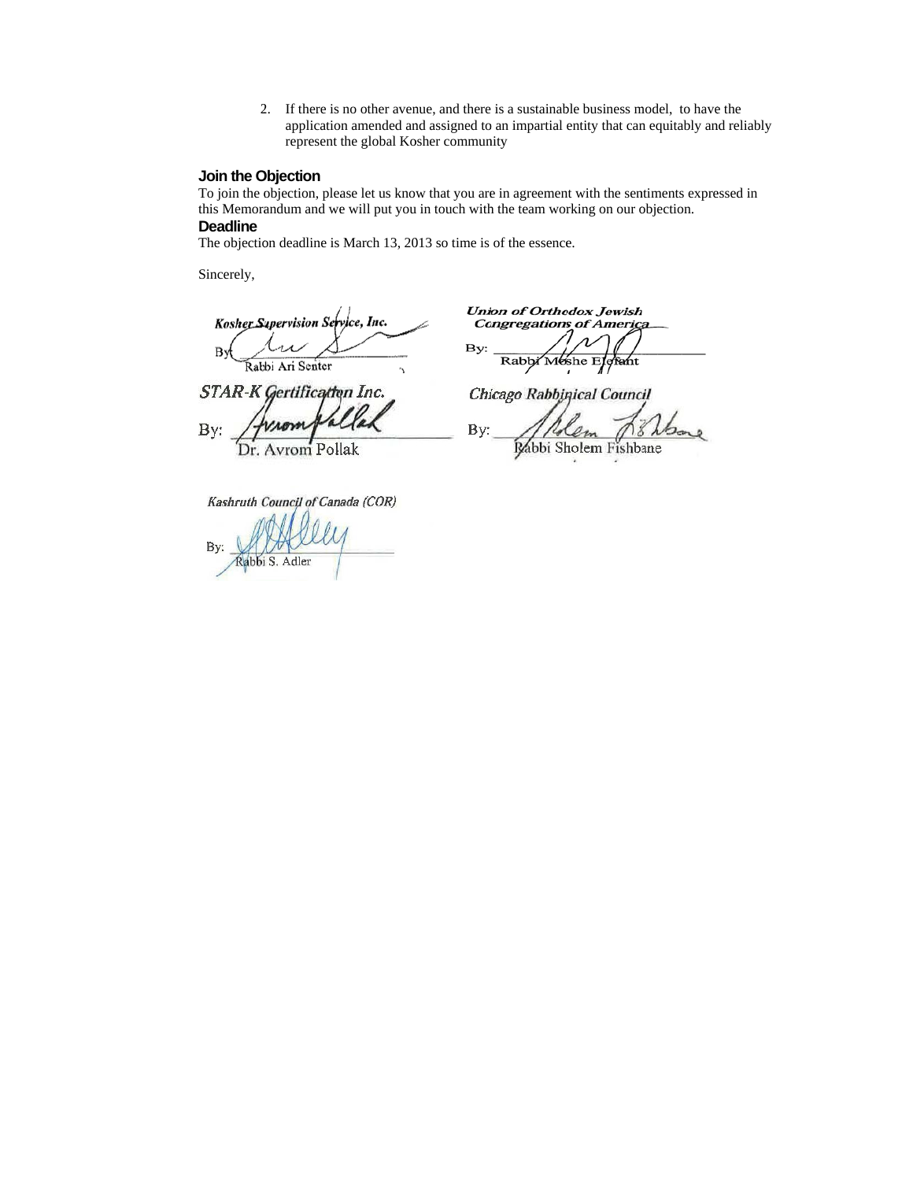2. If there is no other avenue, and there is a sustainable business model, to have the application amended and assigned to an impartial entity that can equitably and reliably represent the global Kosher community

### Join the Objection

To join the objection, please let us know that you are in agreement with the sentiments expressed in this Memorandum and we will put you in touch with the team working on our objection.

### Deadline

The objection deadline is March 13, 2013 so time is of the essence.

Sincerely,

*Kosher Supervision Service, Inc.*

By: ______________________
Rabbi Ari Senter

*Union of Orthodox Jewish Congregations of America*

By: ______________________
Rabbi Moshe Elefant

*STAR-K Certification Inc.*

By: ______________________
Dr. Avrom Pollak

*Chicago Rabbinical Council*

By: ______________________
Rabbi Sholem Fishbane

*Kashruth Council of Canada (COR)*

By: ______________________
Rabbi S. Adler